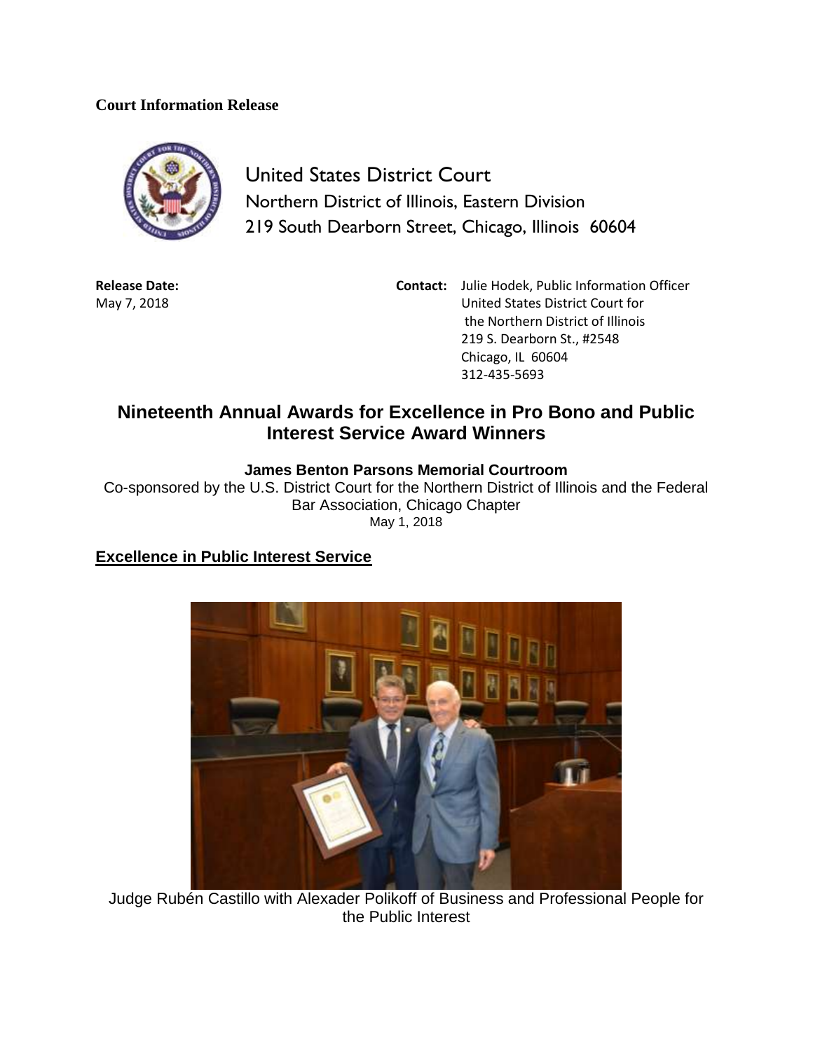**Court Information Release**

United States District Court
Northern District of Illinois, Eastern Division
219 South Dearborn Street, Chicago, Illinois 60604

**Release Date:**
May 7, 2018

**Contact:** Julie Hodek, Public Information Officer
United States District Court for
the Northern District of Illinois
219 S. Dearborn St., #2548
Chicago, IL 60604
312-435-5693

# Nineteenth Annual Awards for Excellence in Pro Bono and Public Interest Service Award Winners

**James Benton Parsons Memorial Courtroom**

Co-sponsored by the U.S. District Court for the Northern District of Illinois and the Federal Bar Association, Chicago Chapter

May 1, 2018

## Excellence in Public Interest Service

Judge Rubén Castillo with Alexader Polikoff of Business and Professional People for the Public Interest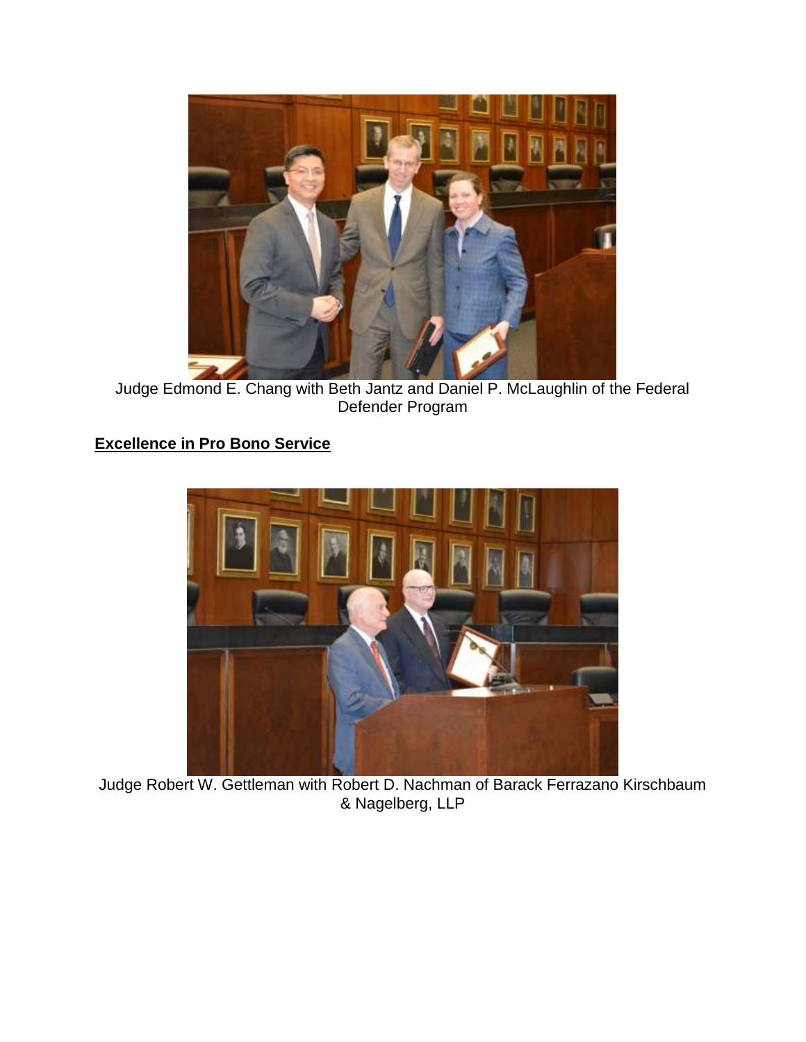Judge Edmond E. Chang with Beth Jantz and Daniel P. McLaughlin of the Federal Defender Program

**Excellence in Pro Bono Service**

Judge Robert W. Gettleman with Robert D. Nachman of Barack Ferrazano Kirschbaum & Nagelberg, LLP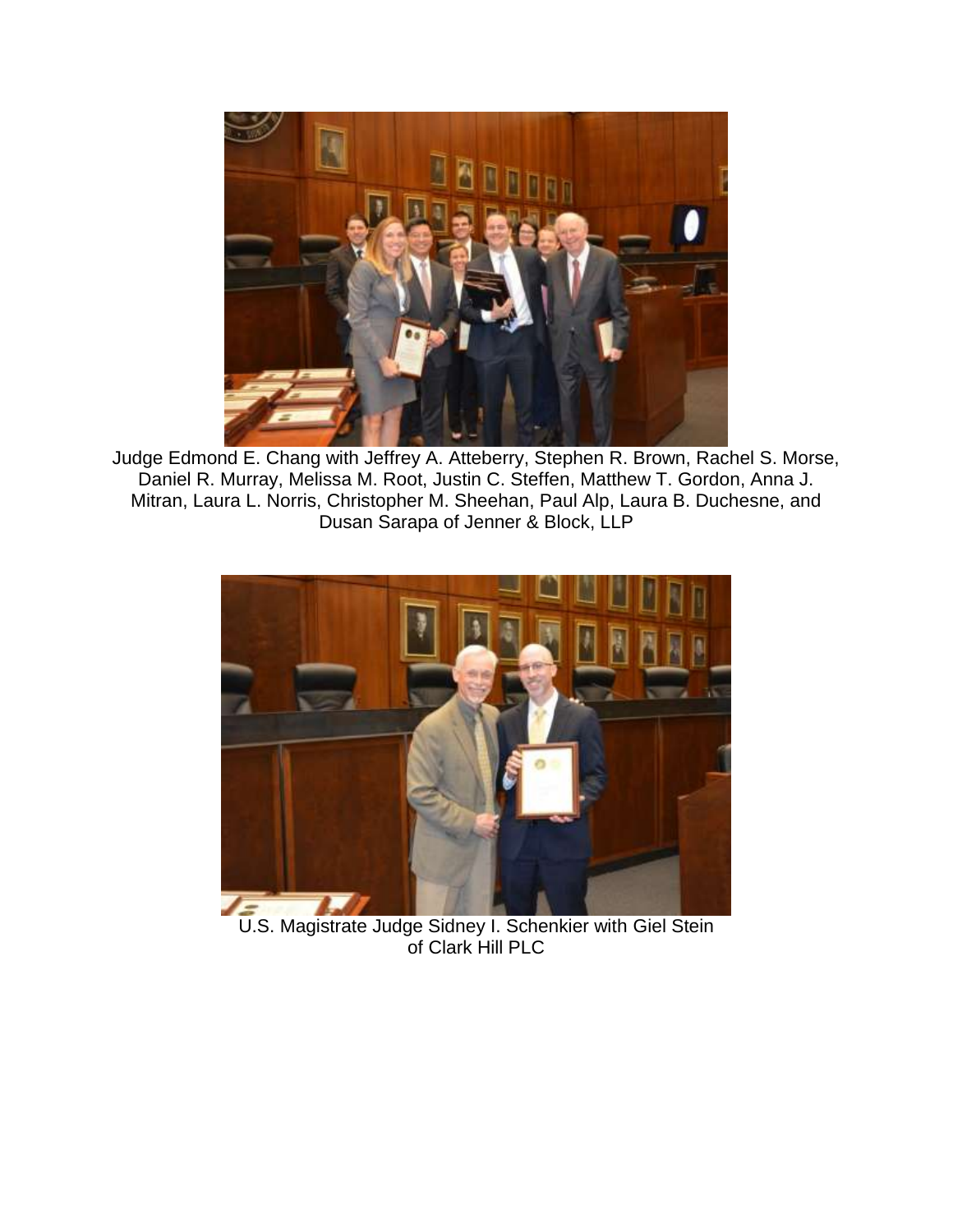Judge Edmond E. Chang with Jeffrey A. Atteberry, Stephen R. Brown, Rachel S. Morse, Daniel R. Murray, Melissa M. Root, Justin C. Steffen, Matthew T. Gordon, Anna J. Mitran, Laura L. Norris, Christopher M. Sheehan, Paul Alp, Laura B. Duchesne, and Dusan Sarapa of Jenner & Block, LLP

U.S. Magistrate Judge Sidney I. Schenkier with Giel Stein of Clark Hill PLC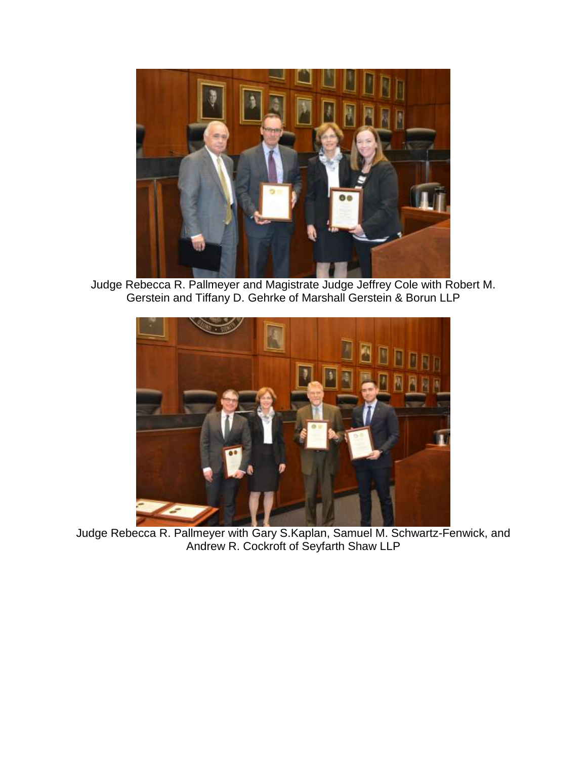Judge Rebecca R. Pallmeyer and Magistrate Judge Jeffrey Cole with Robert M. Gerstein and Tiffany D. Gehrke of Marshall Gerstein & Borun LLP

Judge Rebecca R. Pallmeyer with Gary S.Kaplan, Samuel M. Schwartz-Fenwick, and Andrew R. Cockroft of Seyfarth Shaw LLP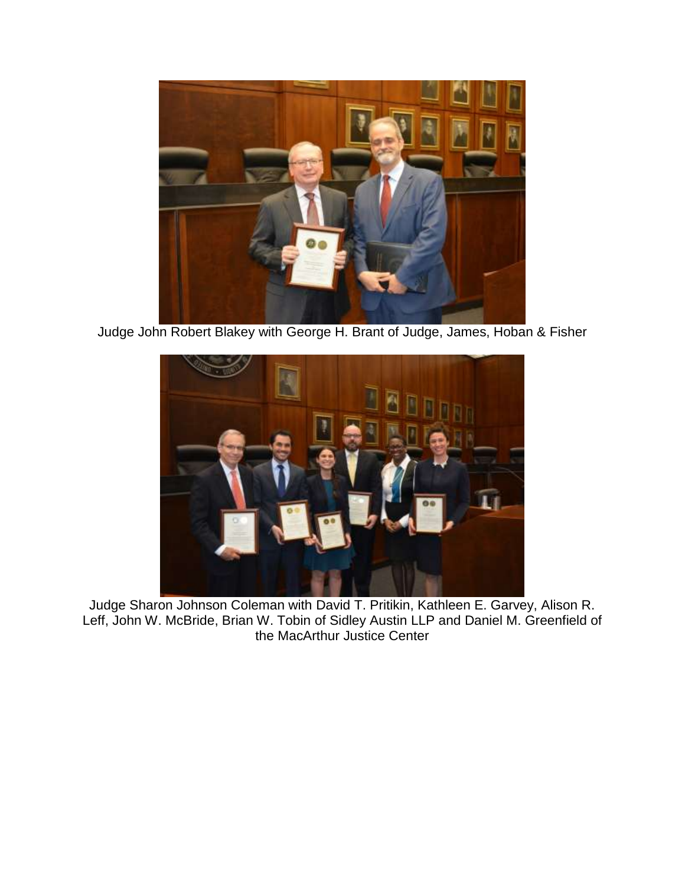Judge John Robert Blakey with George H. Brant of Judge, James, Hoban & Fisher

Judge Sharon Johnson Coleman with David T. Pritikin, Kathleen E. Garvey, Alison R. Leff, John W. McBride, Brian W. Tobin of Sidley Austin LLP and Daniel M. Greenfield of the MacArthur Justice Center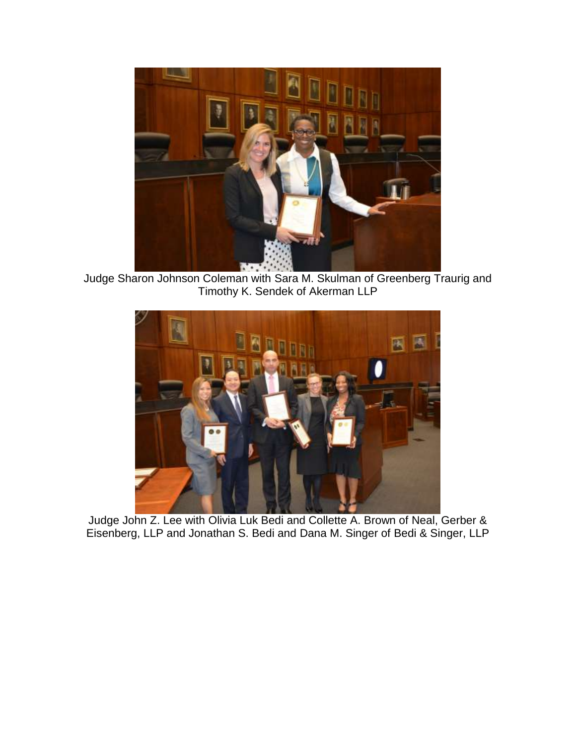Judge Sharon Johnson Coleman with Sara M. Skulman of Greenberg Traurig and Timothy K. Sendek of Akerman LLP

Judge John Z. Lee with Olivia Luk Bedi and Collette A. Brown of Neal, Gerber & Eisenberg, LLP and Jonathan S. Bedi and Dana M. Singer of Bedi & Singer, LLP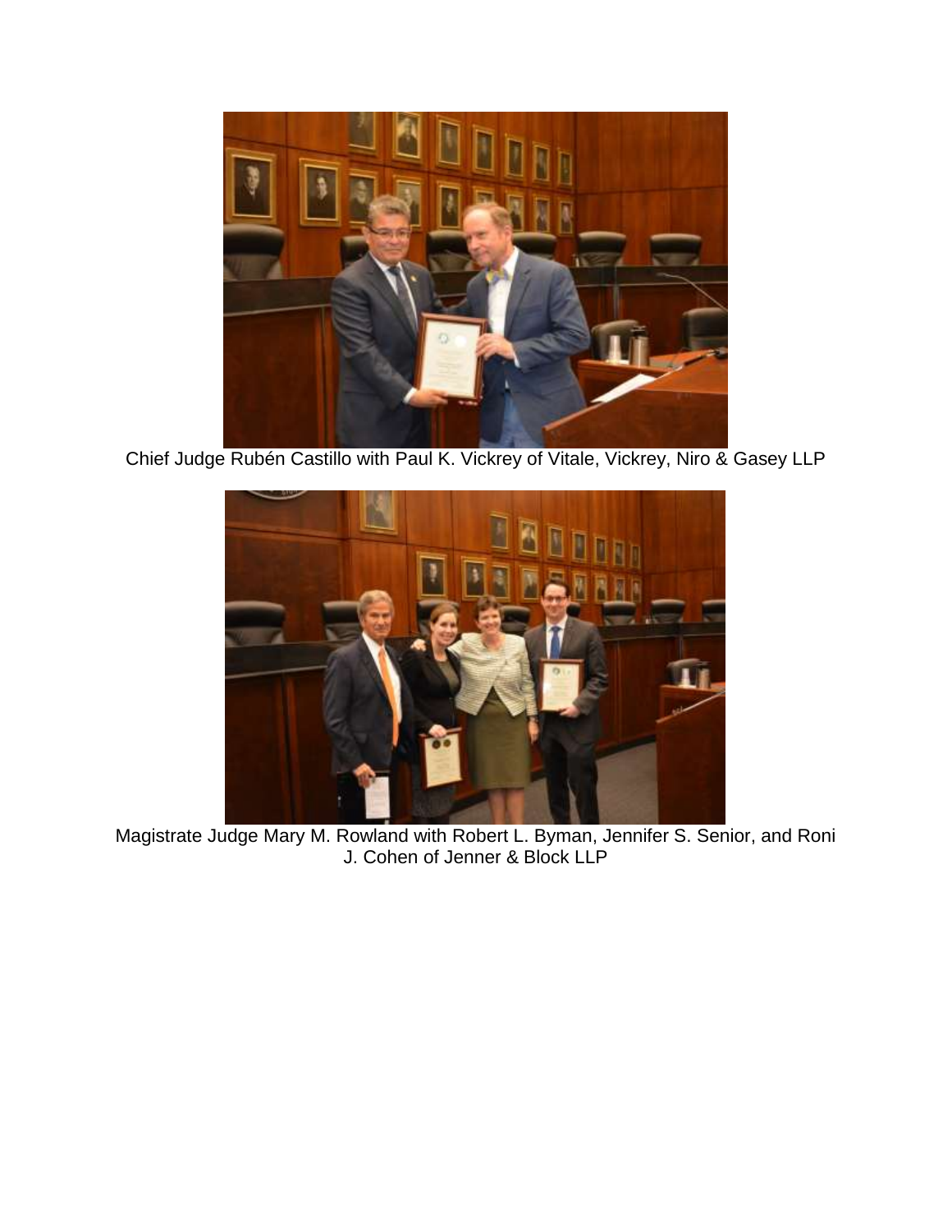Chief Judge Rubén Castillo with Paul K. Vickrey of Vitale, Vickrey, Niro & Gasey LLP

Magistrate Judge Mary M. Rowland with Robert L. Byman, Jennifer S. Senior, and Roni J. Cohen of Jenner & Block LLP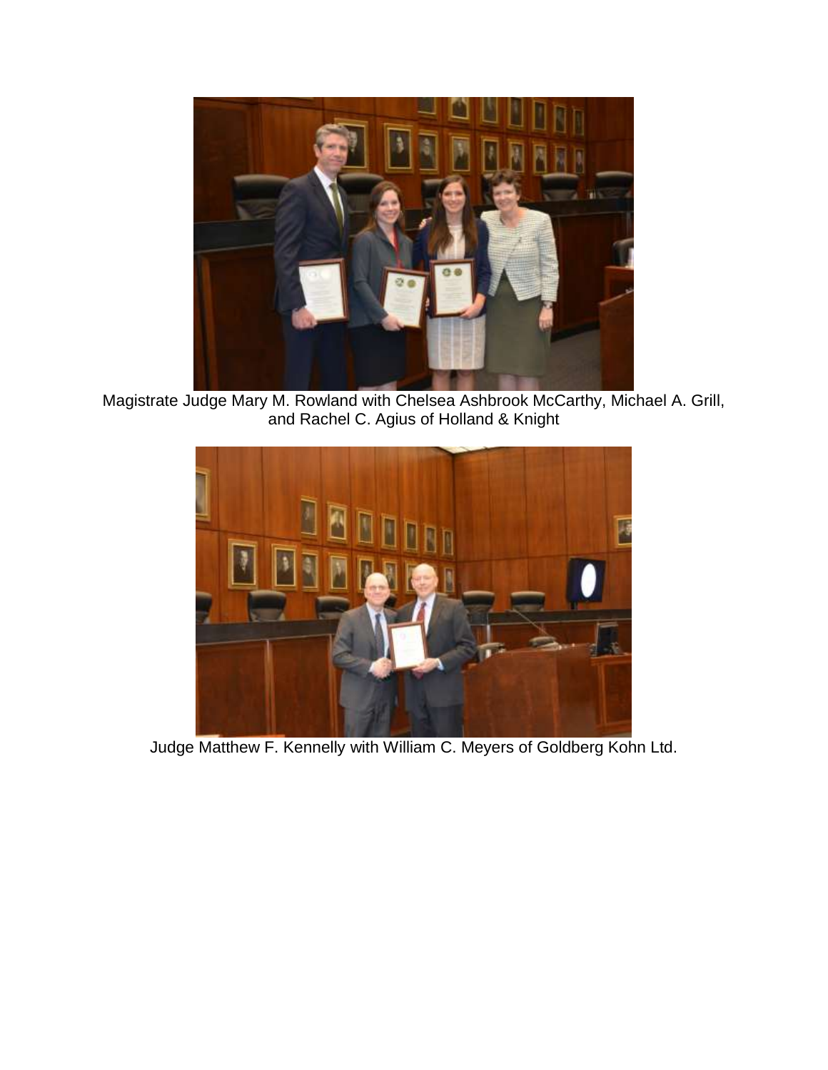Magistrate Judge Mary M. Rowland with Chelsea Ashbrook McCarthy, Michael A. Grill, and Rachel C. Agius of Holland & Knight

Judge Matthew F. Kennelly with William C. Meyers of Goldberg Kohn Ltd.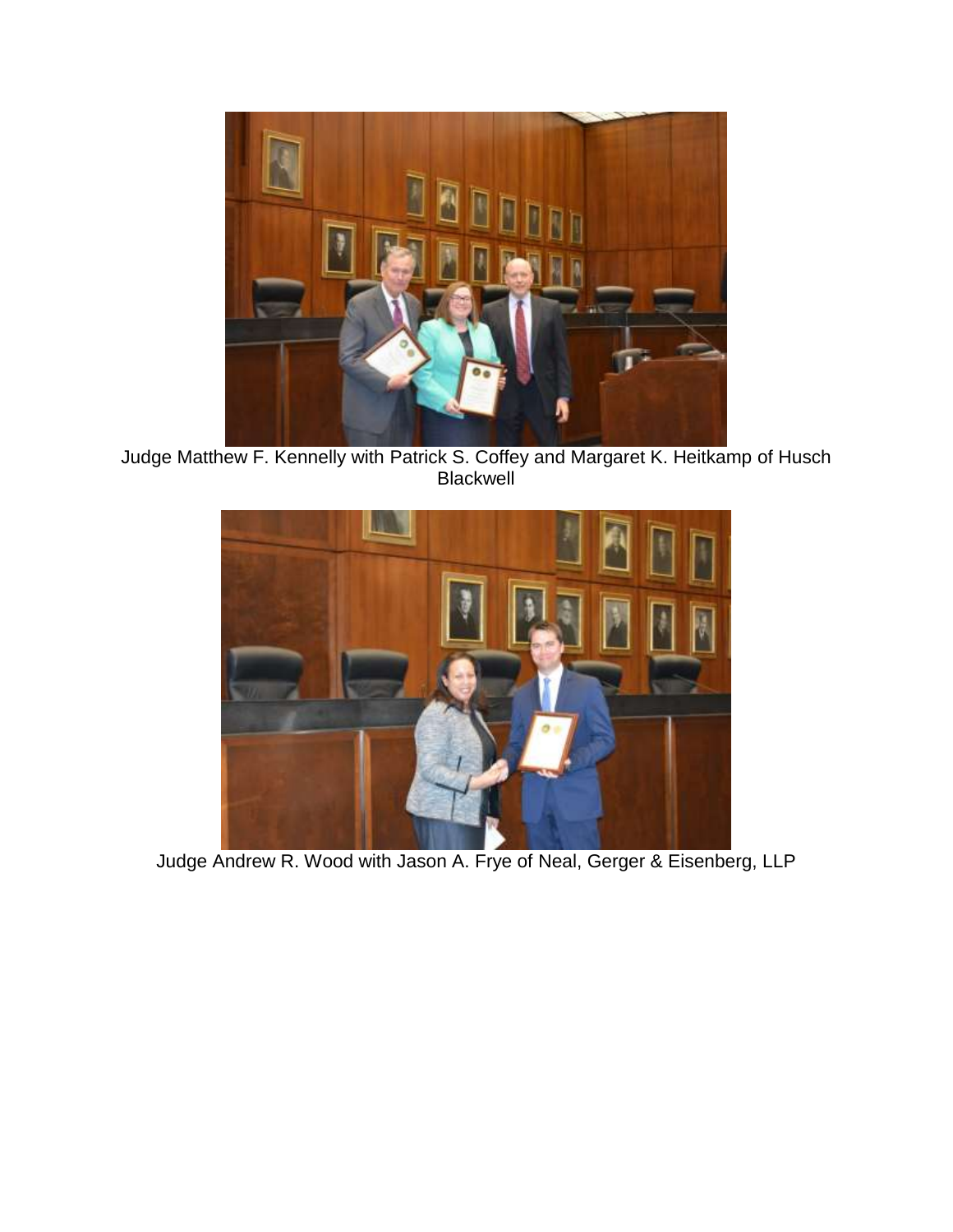Judge Matthew F. Kennelly with Patrick S. Coffey and Margaret K. Heitkamp of Husch Blackwell

Judge Andrew R. Wood with Jason A. Frye of Neal, Gerger & Eisenberg, LLP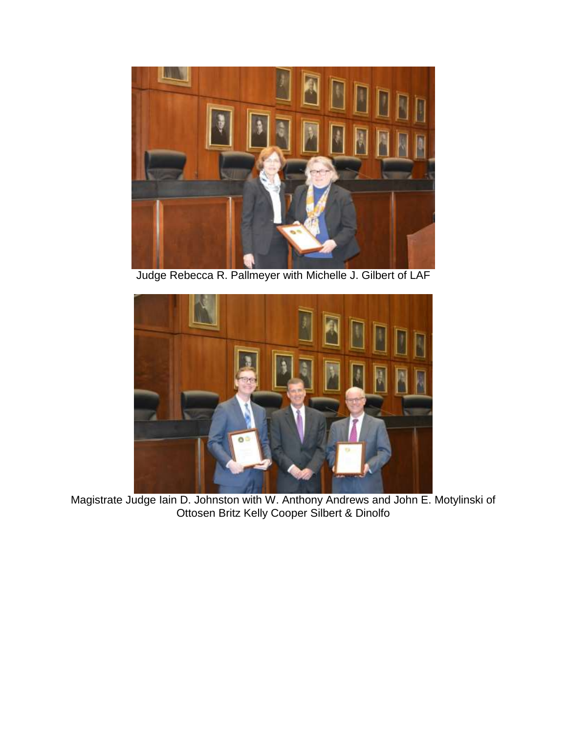Judge Rebecca R. Pallmeyer with Michelle J. Gilbert of LAF

Magistrate Judge Iain D. Johnston with W. Anthony Andrews and John E. Motylinski of Ottosen Britz Kelly Cooper Silbert & Dinolfo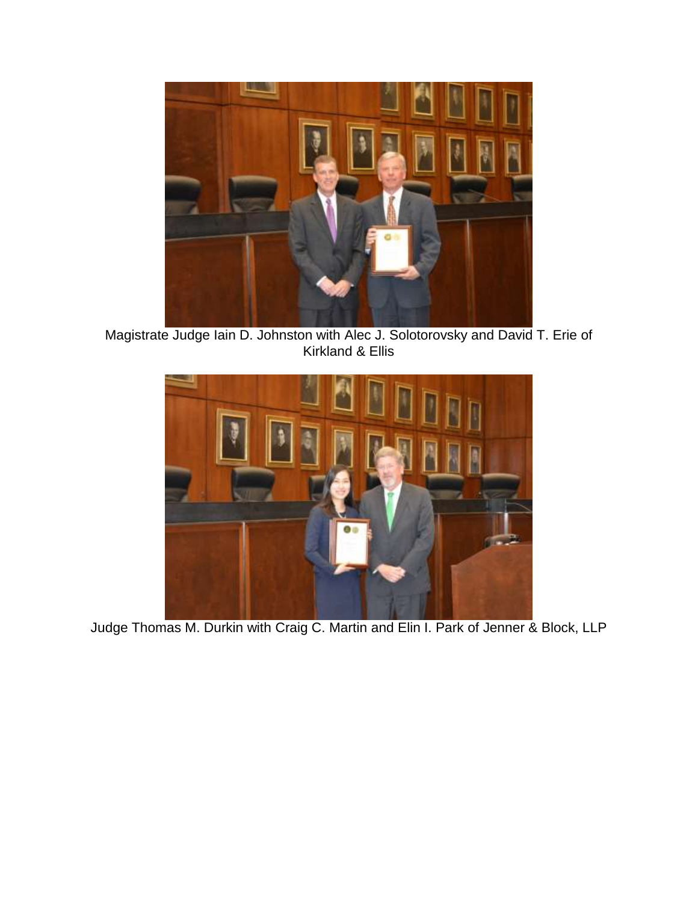Magistrate Judge Iain D. Johnston with Alec J. Solotorovsky and David T. Erie of Kirkland & Ellis

Judge Thomas M. Durkin with Craig C. Martin and Elin I. Park of Jenner & Block, LLP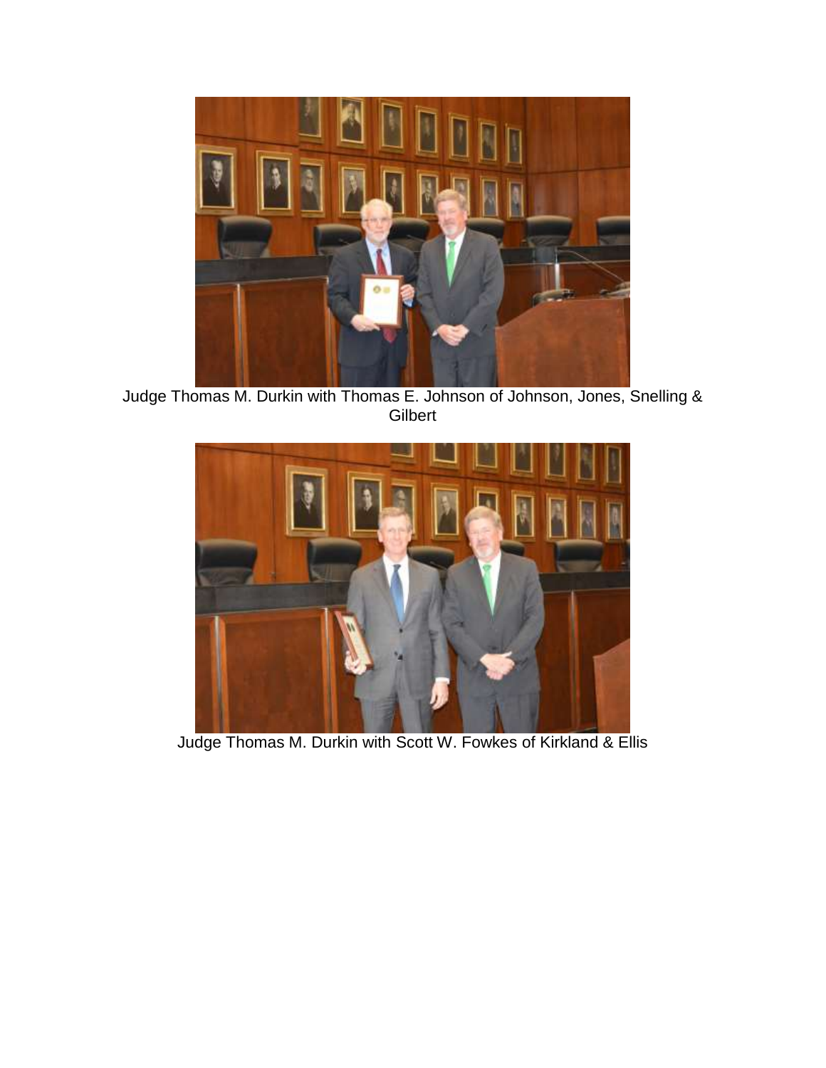Judge Thomas M. Durkin with Thomas E. Johnson of Johnson, Jones, Snelling & Gilbert

Judge Thomas M. Durkin with Scott W. Fowkes of Kirkland & Ellis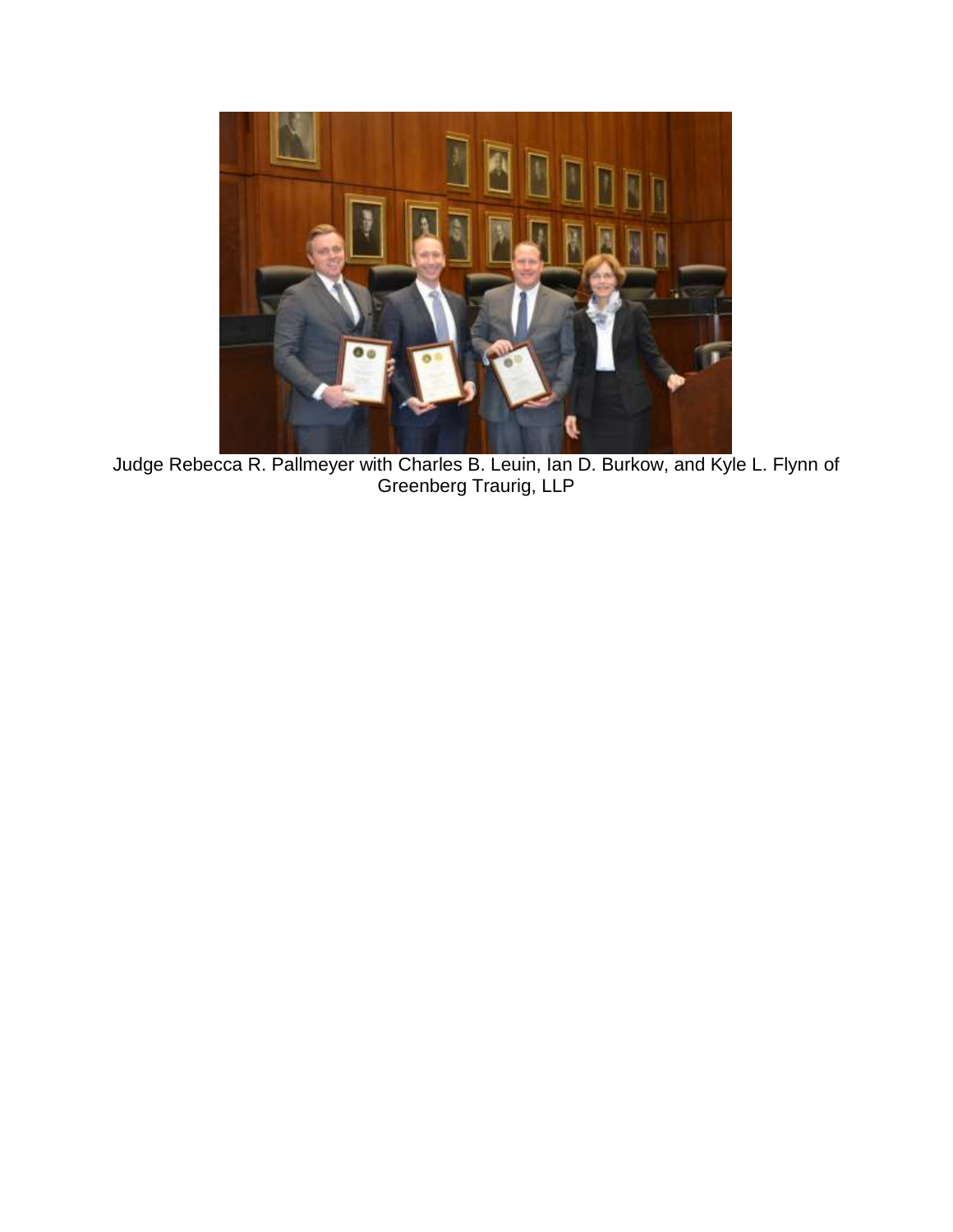Judge Rebecca R. Pallmeyer with Charles B. Leuin, Ian D. Burkow, and Kyle L. Flynn of Greenberg Traurig, LLP